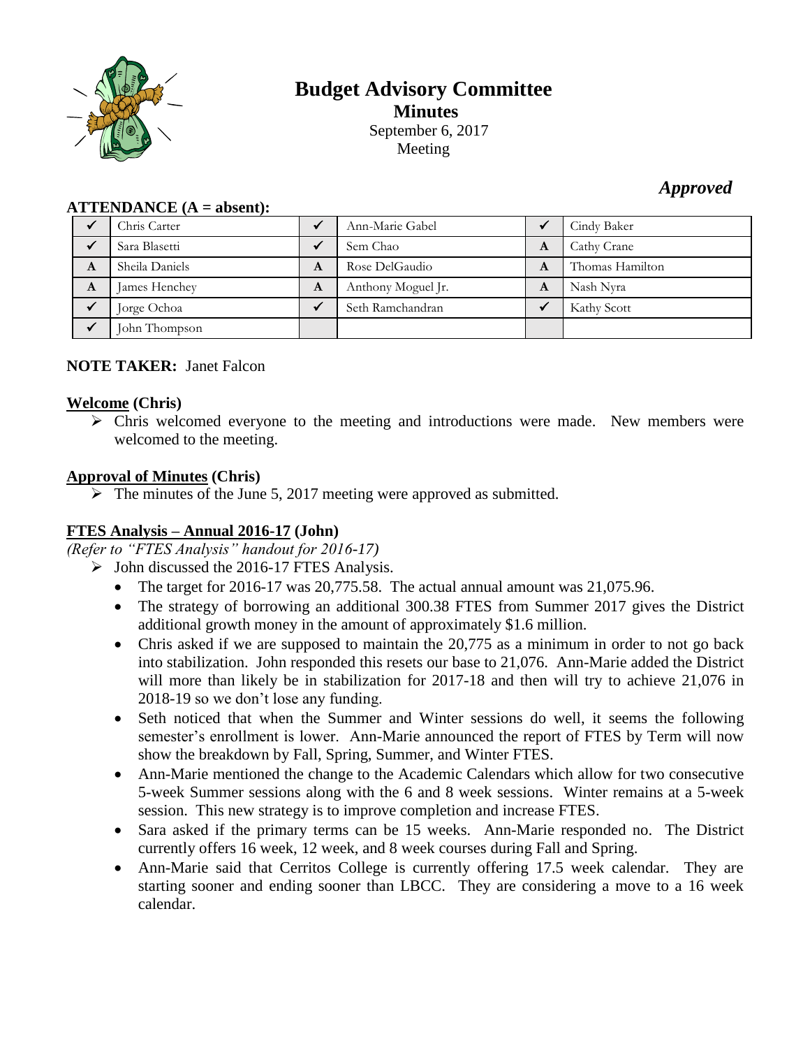# Budget Advisory Committee

## Minutes

September 6, 2017
Meeting

*Approved*

**ATTENDANCE (A = absent):**

| | | | | | |
|---|---|---|---|---|---|
| ✓ | Chris Carter | ✓ | Ann-Marie Gabel | ✓ | Cindy Baker |
| ✓ | Sara Blasetti | ✓ | Sem Chao | A | Cathy Crane |
| A | Sheila Daniels | A | Rose DelGaudio | A | Thomas Hamilton |
| A | James Henchey | A | Anthony Moguel Jr. | A | Nash Nyra |
| ✓ | Jorge Ochoa | ✓ | Seth Ramchandran | ✓ | Kathy Scott |
| ✓ | John Thompson | | | | |

**NOTE TAKER:** Janet Falcon

**Welcome (Chris)**

- Chris welcomed everyone to the meeting and introductions were made. New members were welcomed to the meeting.

**Approval of Minutes (Chris)**

- The minutes of the June 5, 2017 meeting were approved as submitted.

**FTES Analysis – Annual 2016-17 (John)**

*(Refer to "FTES Analysis" handout for 2016-17)*

- John discussed the 2016-17 FTES Analysis.
  - The target for 2016-17 was 20,775.58. The actual annual amount was 21,075.96.
  - The strategy of borrowing an additional 300.38 FTES from Summer 2017 gives the District additional growth money in the amount of approximately $1.6 million.
  - Chris asked if we are supposed to maintain the 20,775 as a minimum in order to not go back into stabilization. John responded this resets our base to 21,076. Ann-Marie added the District will more than likely be in stabilization for 2017-18 and then will try to achieve 21,076 in 2018-19 so we don't lose any funding.
  - Seth noticed that when the Summer and Winter sessions do well, it seems the following semester's enrollment is lower. Ann-Marie announced the report of FTES by Term will now show the breakdown by Fall, Spring, Summer, and Winter FTES.
  - Ann-Marie mentioned the change to the Academic Calendars which allow for two consecutive 5-week Summer sessions along with the 6 and 8 week sessions. Winter remains at a 5-week session. This new strategy is to improve completion and increase FTES.
  - Sara asked if the primary terms can be 15 weeks. Ann-Marie responded no. The District currently offers 16 week, 12 week, and 8 week courses during Fall and Spring.
  - Ann-Marie said that Cerritos College is currently offering 17.5 week calendar. They are starting sooner and ending sooner than LBCC. They are considering a move to a 16 week calendar.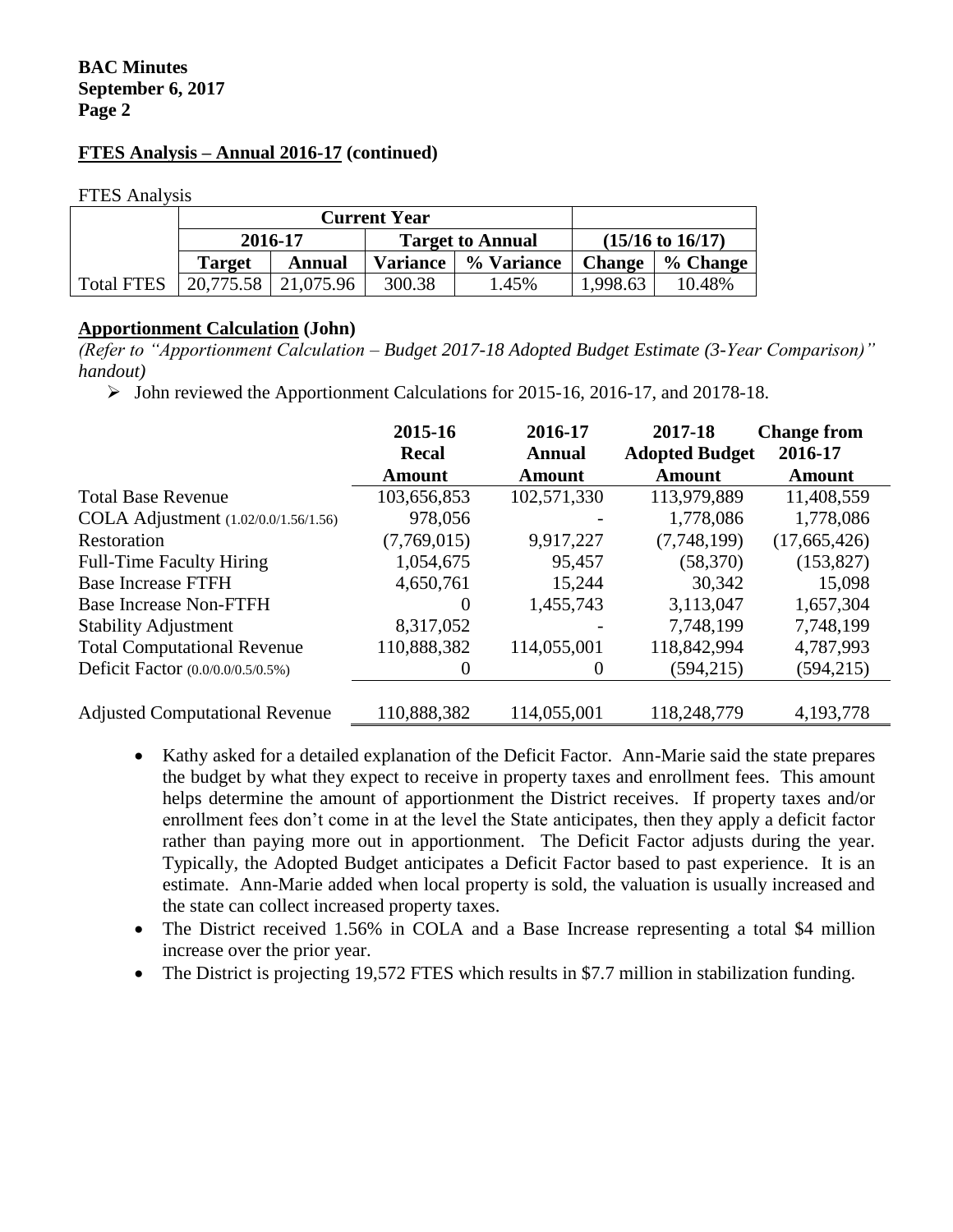## FTES Analysis – Annual 2016-17 (continued)

FTES Analysis

| | Current Year | | | | | |
|---|---|---|---|---|---|---|
| | 2016-17 | | Target to Annual | | (15/16 to 16/17) | |
| | Target | Annual | Variance | % Variance | Change | % Change |
| Total FTES | 20,775.58 | 21,075.96 | 300.38 | 1.45% | 1,998.63 | 10.48% |

## Apportionment Calculation (John)

*(Refer to "Apportionment Calculation – Budget 2017-18 Adopted Budget Estimate (3-Year Comparison)" handout)*

- John reviewed the Apportionment Calculations for 2015-16, 2016-17, and 20178-18.

| | 2015-16 Recal Amount | 2016-17 Annual Amount | 2017-18 Adopted Budget Amount | Change from 2016-17 Amount |
|---|---|---|---|---|
| Total Base Revenue | 103,656,853 | 102,571,330 | 113,979,889 | 11,408,559 |
| COLA Adjustment (1.02/0.0/1.56/1.56) | 978,056 | - | 1,778,086 | 1,778,086 |
| Restoration | (7,769,015) | 9,917,227 | (7,748,199) | (17,665,426) |
| Full-Time Faculty Hiring | 1,054,675 | 95,457 | (58,370) | (153,827) |
| Base Increase FTFH | 4,650,761 | 15,244 | 30,342 | 15,098 |
| Base Increase Non-FTFH | 0 | 1,455,743 | 3,113,047 | 1,657,304 |
| Stability Adjustment | 8,317,052 | - | 7,748,199 | 7,748,199 |
| Total Computational Revenue | 110,888,382 | 114,055,001 | 118,842,994 | 4,787,993 |
| Deficit Factor (0.0/0.0/0.5/0.5%) | 0 | 0 | (594,215) | (594,215) |
| Adjusted Computational Revenue | 110,888,382 | 114,055,001 | 118,248,779 | 4,193,778 |

- Kathy asked for a detailed explanation of the Deficit Factor. Ann-Marie said the state prepares the budget by what they expect to receive in property taxes and enrollment fees. This amount helps determine the amount of apportionment the District receives. If property taxes and/or enrollment fees don't come in at the level the State anticipates, then they apply a deficit factor rather than paying more out in apportionment. The Deficit Factor adjusts during the year. Typically, the Adopted Budget anticipates a Deficit Factor based to past experience. It is an estimate. Ann-Marie added when local property is sold, the valuation is usually increased and the state can collect increased property taxes.
- The District received 1.56% in COLA and a Base Increase representing a total $4 million increase over the prior year.
- The District is projecting 19,572 FTES which results in $7.7 million in stabilization funding.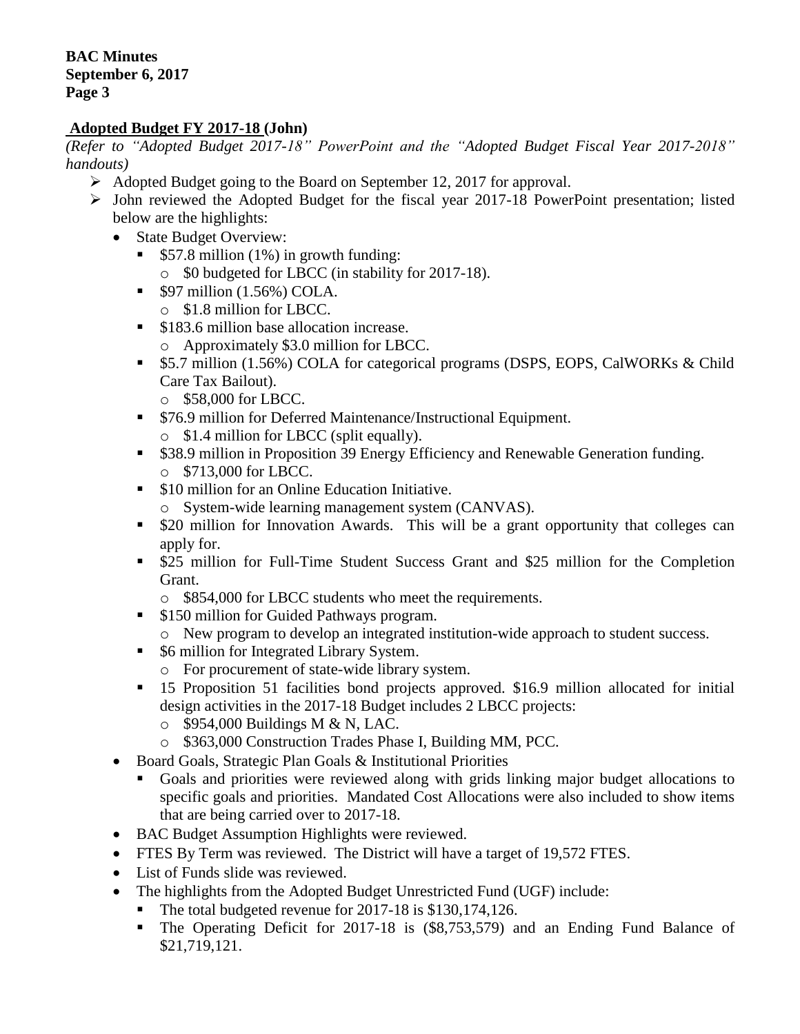## Adopted Budget FY 2017-18 (John)

*(Refer to "Adopted Budget 2017-18" PowerPoint and the "Adopted Budget Fiscal Year 2017-2018" handouts)*

- Adopted Budget going to the Board on September 12, 2017 for approval.
- John reviewed the Adopted Budget for the fiscal year 2017-18 PowerPoint presentation; listed below are the highlights:
  - State Budget Overview:
    - $57.8 million (1%) in growth funding:
      - $0 budgeted for LBCC (in stability for 2017-18).
    - $97 million (1.56%) COLA.
      - $1.8 million for LBCC.
    - $183.6 million base allocation increase.
      - Approximately $3.0 million for LBCC.
    - $5.7 million (1.56%) COLA for categorical programs (DSPS, EOPS, CalWORKs & Child Care Tax Bailout).
      - $58,000 for LBCC.
    - $76.9 million for Deferred Maintenance/Instructional Equipment.
      - $1.4 million for LBCC (split equally).
    - $38.9 million in Proposition 39 Energy Efficiency and Renewable Generation funding.
      - $713,000 for LBCC.
    - $10 million for an Online Education Initiative.
      - System-wide learning management system (CANVAS).
    - $20 million for Innovation Awards. This will be a grant opportunity that colleges can apply for.
    - $25 million for Full-Time Student Success Grant and $25 million for the Completion Grant.
      - $854,000 for LBCC students who meet the requirements.
    - $150 million for Guided Pathways program.
      - New program to develop an integrated institution-wide approach to student success.
    - $6 million for Integrated Library System.
      - For procurement of state-wide library system.
    - 15 Proposition 51 facilities bond projects approved. $16.9 million allocated for initial design activities in the 2017-18 Budget includes 2 LBCC projects:
      - $954,000 Buildings M & N, LAC.
      - $363,000 Construction Trades Phase I, Building MM, PCC.
  - Board Goals, Strategic Plan Goals & Institutional Priorities
    - Goals and priorities were reviewed along with grids linking major budget allocations to specific goals and priorities. Mandated Cost Allocations were also included to show items that are being carried over to 2017-18.
  - BAC Budget Assumption Highlights were reviewed.
  - FTES By Term was reviewed. The District will have a target of 19,572 FTES.
  - List of Funds slide was reviewed.
  - The highlights from the Adopted Budget Unrestricted Fund (UGF) include:
    - The total budgeted revenue for 2017-18 is $130,174,126.
    - The Operating Deficit for 2017-18 is ($8,753,579) and an Ending Fund Balance of $21,719,121.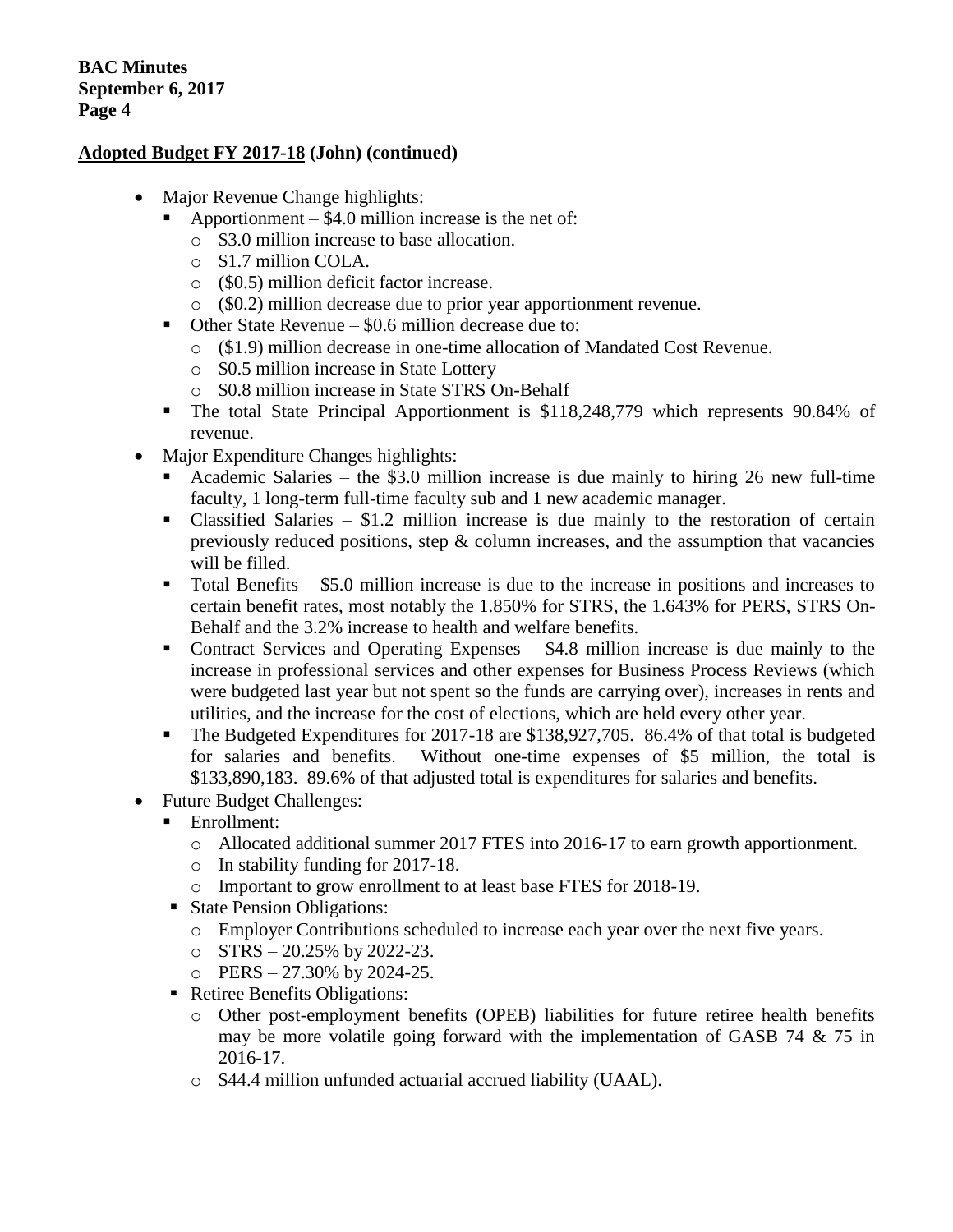## Adopted Budget FY 2017-18 (John) (continued)

- Major Revenue Change highlights:
  - Apportionment – $4.0 million increase is the net of:
    - $3.0 million increase to base allocation.
    - $1.7 million COLA.
    - ($0.5) million deficit factor increase.
    - ($0.2) million decrease due to prior year apportionment revenue.
  - Other State Revenue – $0.6 million decrease due to:
    - ($1.9) million decrease in one-time allocation of Mandated Cost Revenue.
    - $0.5 million increase in State Lottery
    - $0.8 million increase in State STRS On-Behalf
  - The total State Principal Apportionment is $118,248,779 which represents 90.84% of revenue.
- Major Expenditure Changes highlights:
  - Academic Salaries – the $3.0 million increase is due mainly to hiring 26 new full-time faculty, 1 long-term full-time faculty sub and 1 new academic manager.
  - Classified Salaries – $1.2 million increase is due mainly to the restoration of certain previously reduced positions, step & column increases, and the assumption that vacancies will be filled.
  - Total Benefits – $5.0 million increase is due to the increase in positions and increases to certain benefit rates, most notably the 1.850% for STRS, the 1.643% for PERS, STRS On-Behalf and the 3.2% increase to health and welfare benefits.
  - Contract Services and Operating Expenses – $4.8 million increase is due mainly to the increase in professional services and other expenses for Business Process Reviews (which were budgeted last year but not spent so the funds are carrying over), increases in rents and utilities, and the increase for the cost of elections, which are held every other year.
  - The Budgeted Expenditures for 2017-18 are $138,927,705. 86.4% of that total is budgeted for salaries and benefits. Without one-time expenses of $5 million, the total is $133,890,183. 89.6% of that adjusted total is expenditures for salaries and benefits.
- Future Budget Challenges:
  - Enrollment:
    - Allocated additional summer 2017 FTES into 2016-17 to earn growth apportionment.
    - In stability funding for 2017-18.
    - Important to grow enrollment to at least base FTES for 2018-19.
  - State Pension Obligations:
    - Employer Contributions scheduled to increase each year over the next five years.
    - STRS – 20.25% by 2022-23.
    - PERS – 27.30% by 2024-25.
  - Retiree Benefits Obligations:
    - Other post-employment benefits (OPEB) liabilities for future retiree health benefits may be more volatile going forward with the implementation of GASB 74 & 75 in 2016-17.
    - $44.4 million unfunded actuarial accrued liability (UAAL).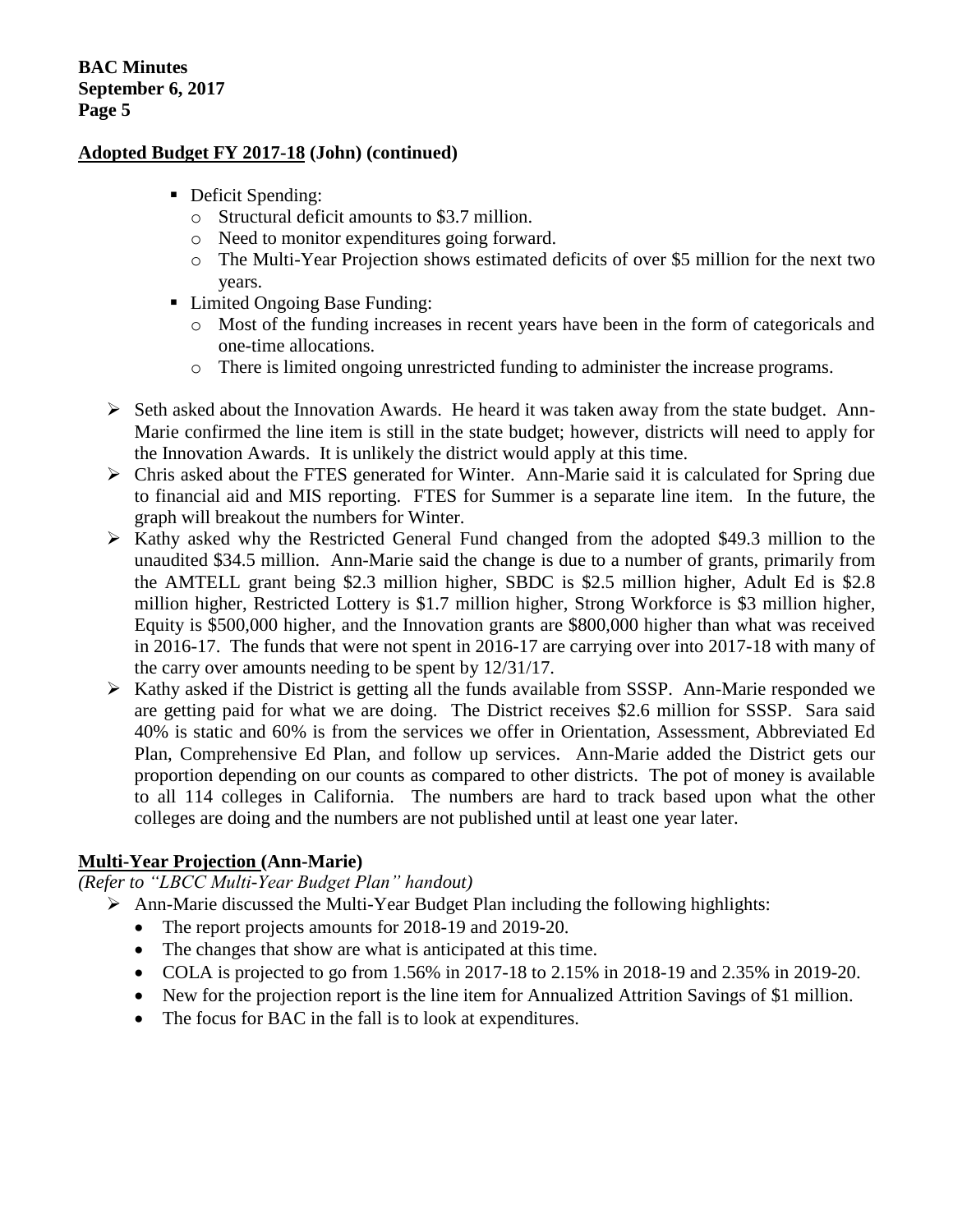**Adopted Budget FY 2017-18 (John) (continued)**

- Deficit Spending:
  - Structural deficit amounts to $3.7 million.
  - Need to monitor expenditures going forward.
  - The Multi-Year Projection shows estimated deficits of over $5 million for the next two years.
- Limited Ongoing Base Funding:
  - Most of the funding increases in recent years have been in the form of categoricals and one-time allocations.
  - There is limited ongoing unrestricted funding to administer the increase programs.

- Seth asked about the Innovation Awards. He heard it was taken away from the state budget. Ann-Marie confirmed the line item is still in the state budget; however, districts will need to apply for the Innovation Awards. It is unlikely the district would apply at this time.
- Chris asked about the FTES generated for Winter. Ann-Marie said it is calculated for Spring due to financial aid and MIS reporting. FTES for Summer is a separate line item. In the future, the graph will breakout the numbers for Winter.
- Kathy asked why the Restricted General Fund changed from the adopted $49.3 million to the unaudited $34.5 million. Ann-Marie said the change is due to a number of grants, primarily from the AMTELL grant being $2.3 million higher, SBDC is $2.5 million higher, Adult Ed is $2.8 million higher, Restricted Lottery is $1.7 million higher, Strong Workforce is $3 million higher, Equity is $500,000 higher, and the Innovation grants are $800,000 higher than what was received in 2016-17. The funds that were not spent in 2016-17 are carrying over into 2017-18 with many of the carry over amounts needing to be spent by 12/31/17.
- Kathy asked if the District is getting all the funds available from SSSP. Ann-Marie responded we are getting paid for what we are doing. The District receives $2.6 million for SSSP. Sara said 40% is static and 60% is from the services we offer in Orientation, Assessment, Abbreviated Ed Plan, Comprehensive Ed Plan, and follow up services. Ann-Marie added the District gets our proportion depending on our counts as compared to other districts. The pot of money is available to all 114 colleges in California. The numbers are hard to track based upon what the other colleges are doing and the numbers are not published until at least one year later.

**Multi-Year Projection (Ann-Marie)**

*(Refer to "LBCC Multi-Year Budget Plan" handout)*

- Ann-Marie discussed the Multi-Year Budget Plan including the following highlights:
  - The report projects amounts for 2018-19 and 2019-20.
  - The changes that show are what is anticipated at this time.
  - COLA is projected to go from 1.56% in 2017-18 to 2.15% in 2018-19 and 2.35% in 2019-20.
  - New for the projection report is the line item for Annualized Attrition Savings of $1 million.
  - The focus for BAC in the fall is to look at expenditures.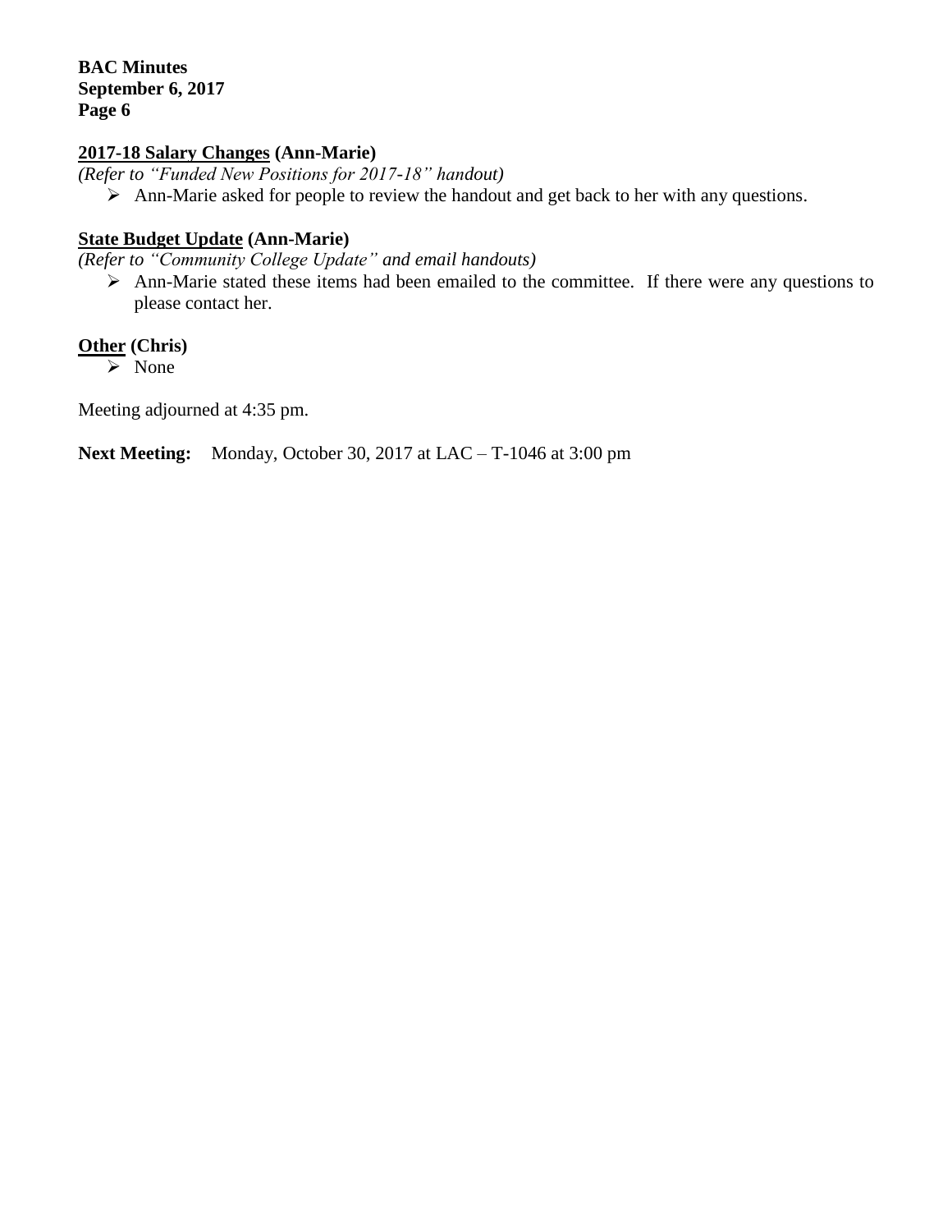**2017-18 Salary Changes (Ann-Marie)**

*(Refer to "Funded New Positions for 2017-18" handout)*

- Ann-Marie asked for people to review the handout and get back to her with any questions.

**State Budget Update (Ann-Marie)**

*(Refer to "Community College Update" and email handouts)*

- Ann-Marie stated these items had been emailed to the committee. If there were any questions to please contact her.

**Other (Chris)**

- None

Meeting adjourned at 4:35 pm.

**Next Meeting:** Monday, October 30, 2017 at LAC – T-1046 at 3:00 pm